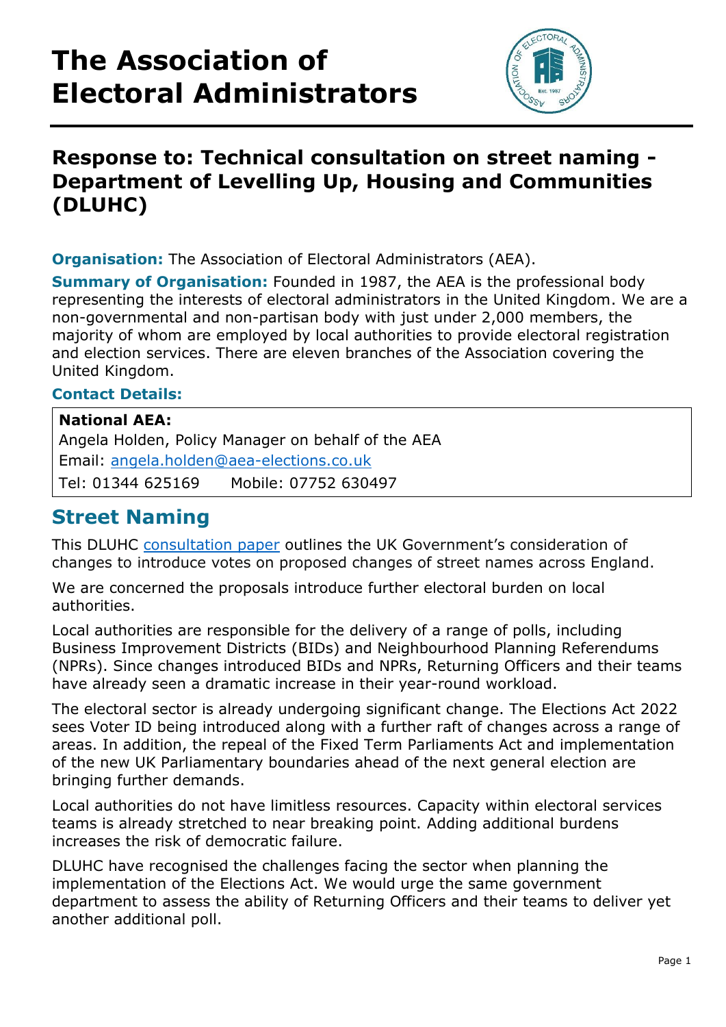# The Association of Electoral Administrators

## Response to: Technical consultation on street naming - Department of Levelling Up, Housing and Communities (DLUHC)

**Organisation:** The Association of Electoral Administrators (AEA).

**Summary of Organisation:** Founded in 1987, the AEA is the professional body representing the interests of electoral administrators in the United Kingdom. We are a non-governmental and non-partisan body with just under 2,000 members, the majority of whom are employed by local authorities to provide electoral registration and election services. There are eleven branches of the Association covering the United Kingdom.

**Contact Details:**

**National AEA:**
Angela Holden, Policy Manager on behalf of the AEA
Email: angela.holden@aea-elections.co.uk
Tel: 01344 625169     Mobile: 07752 630497

## Street Naming

This DLUHC consultation paper outlines the UK Government's consideration of changes to introduce votes on proposed changes of street names across England.

We are concerned the proposals introduce further electoral burden on local authorities.

Local authorities are responsible for the delivery of a range of polls, including Business Improvement Districts (BIDs) and Neighbourhood Planning Referendums (NPRs). Since changes introduced BIDs and NPRs, Returning Officers and their teams have already seen a dramatic increase in their year-round workload.

The electoral sector is already undergoing significant change. The Elections Act 2022 sees Voter ID being introduced along with a further raft of changes across a range of areas. In addition, the repeal of the Fixed Term Parliaments Act and implementation of the new UK Parliamentary boundaries ahead of the next general election are bringing further demands.

Local authorities do not have limitless resources. Capacity within electoral services teams is already stretched to near breaking point. Adding additional burdens increases the risk of democratic failure.

DLUHC have recognised the challenges facing the sector when planning the implementation of the Elections Act. We would urge the same government department to assess the ability of Returning Officers and their teams to deliver yet another additional poll.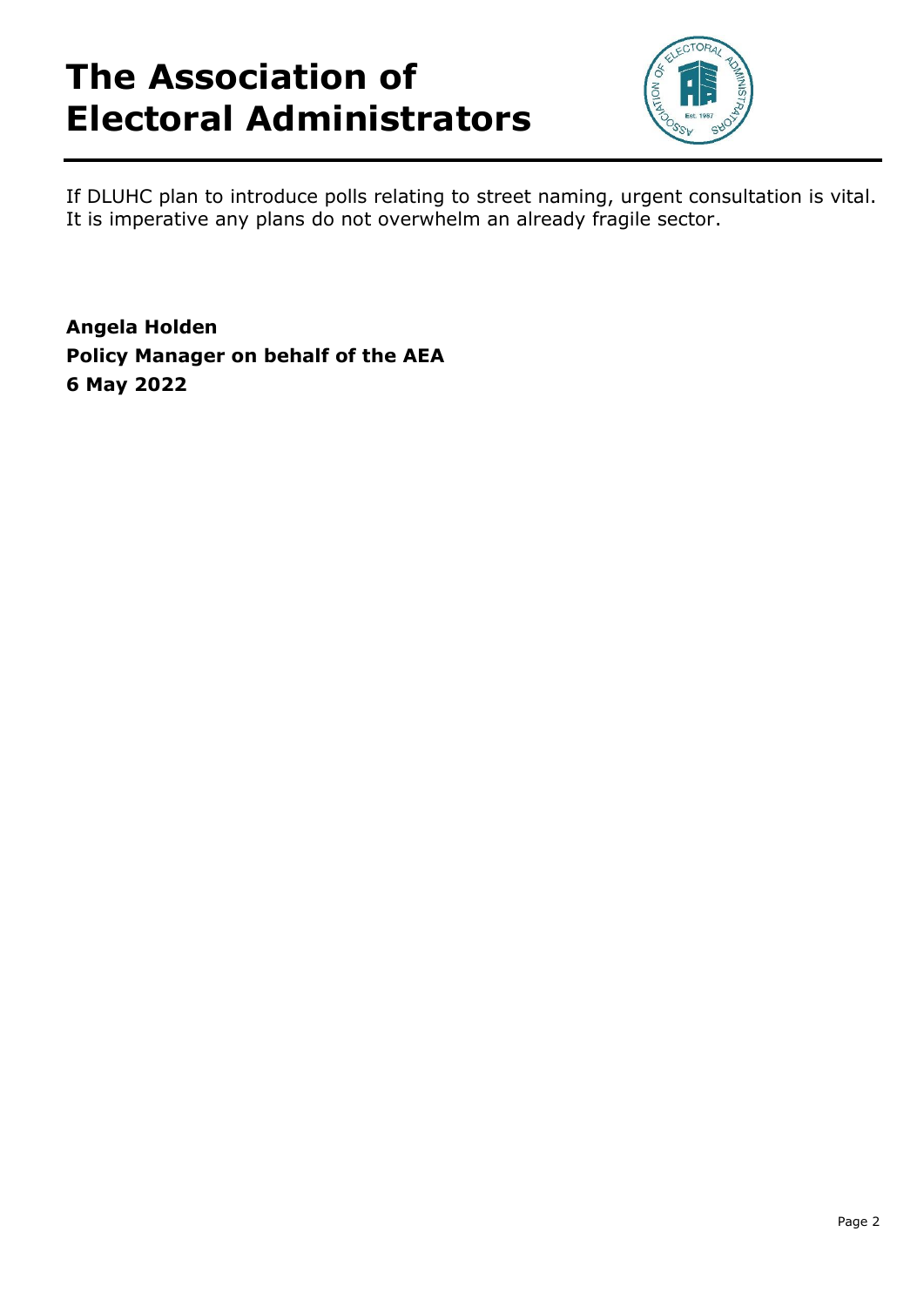If DLUHC plan to introduce polls relating to street naming, urgent consultation is vital. It is imperative any plans do not overwhelm an already fragile sector.

**Angela Holden**
**Policy Manager on behalf of the AEA**
**6 May 2022**